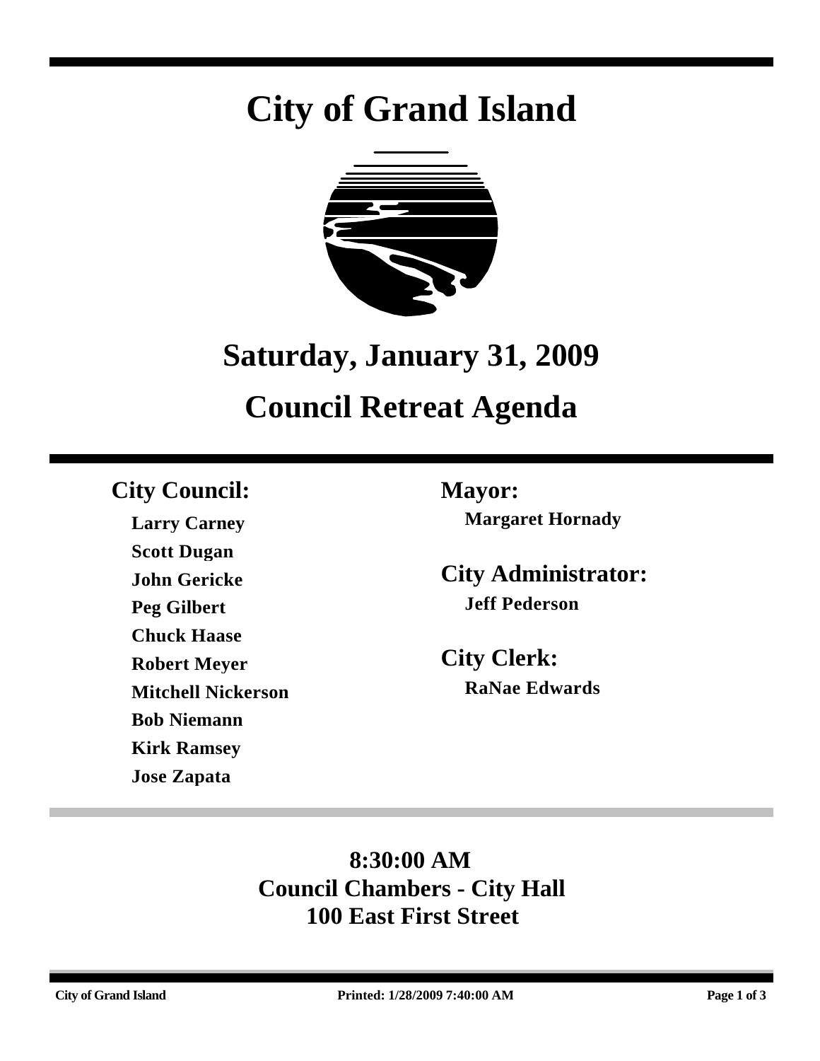# City of Grand Island

## Saturday, January 31, 2009

## Council Retreat Agenda

### City Council:

**Larry Carney**

**Scott Dugan**

**John Gericke**

**Peg Gilbert**

**Chuck Haase**

**Robert Meyer**

**Mitchell Nickerson**

**Bob Niemann**

**Kirk Ramsey**

**Jose Zapata**

### Mayor:

**Margaret Hornady**

### City Administrator:

**Jeff Pederson**

### City Clerk:

**RaNae Edwards**

**8:30:00 AM**
**Council Chambers - City Hall**
**100 East First Street**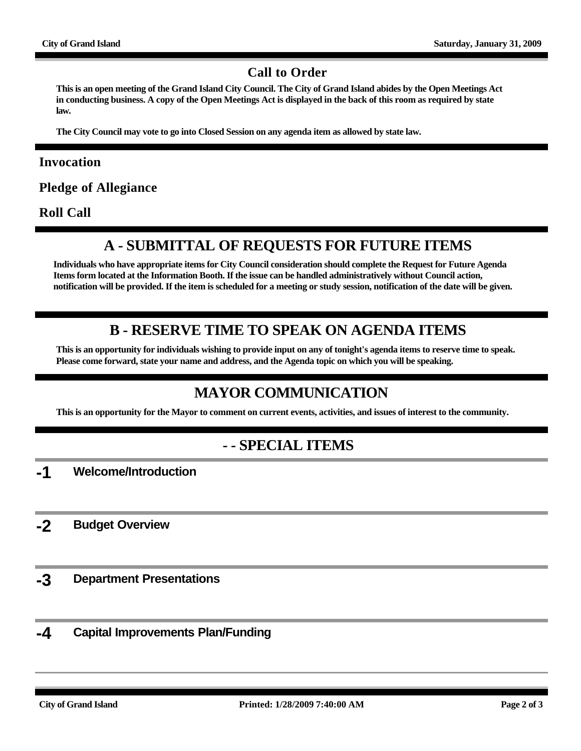## Call to Order

**This is an open meeting of the Grand Island City Council. The City of Grand Island abides by the Open Meetings Act in conducting business. A copy of the Open Meetings Act is displayed in the back of this room as required by state law.**

**The City Council may vote to go into Closed Session on any agenda item as allowed by state law.**

### Invocation

### Pledge of Allegiance

### Roll Call

## A - SUBMITTAL OF REQUESTS FOR FUTURE ITEMS

**Individuals who have appropriate items for City Council consideration should complete the Request for Future Agenda Items form located at the Information Booth. If the issue can be handled administratively without Council action, notification will be provided. If the item is scheduled for a meeting or study session, notification of the date will be given.**

## B - RESERVE TIME TO SPEAK ON AGENDA ITEMS

**This is an opportunity for individuals wishing to provide input on any of tonight's agenda items to reserve time to speak. Please come forward, state your name and address, and the Agenda topic on which you will be speaking.**

## MAYOR COMMUNICATION

**This is an opportunity for the Mayor to comment on current events, activities, and issues of interest to the community.**

## - - SPECIAL ITEMS

**-1** **Welcome/Introduction**

**-2** **Budget Overview**

**-3** **Department Presentations**

**-4** **Capital Improvements Plan/Funding**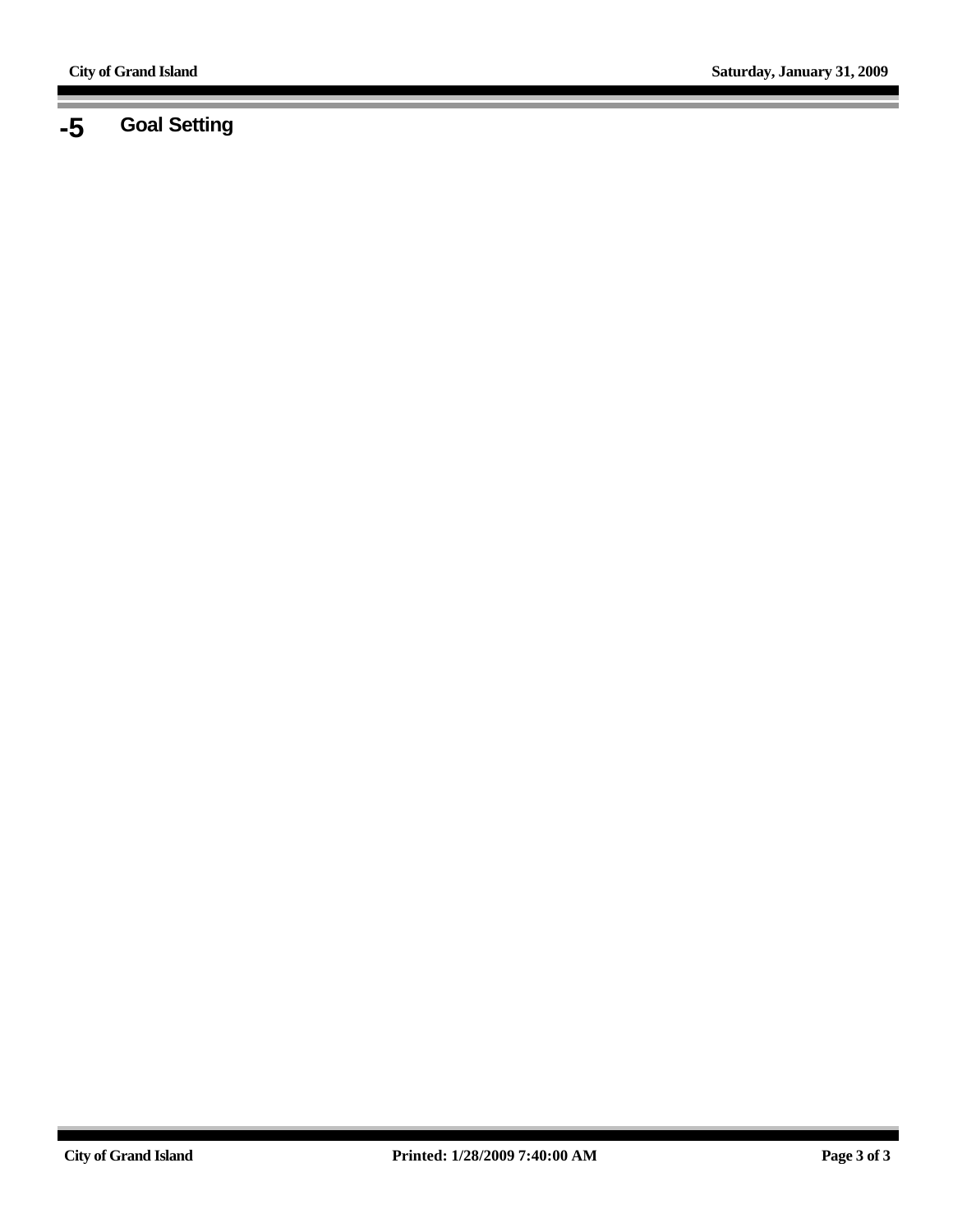## -5 Goal Setting